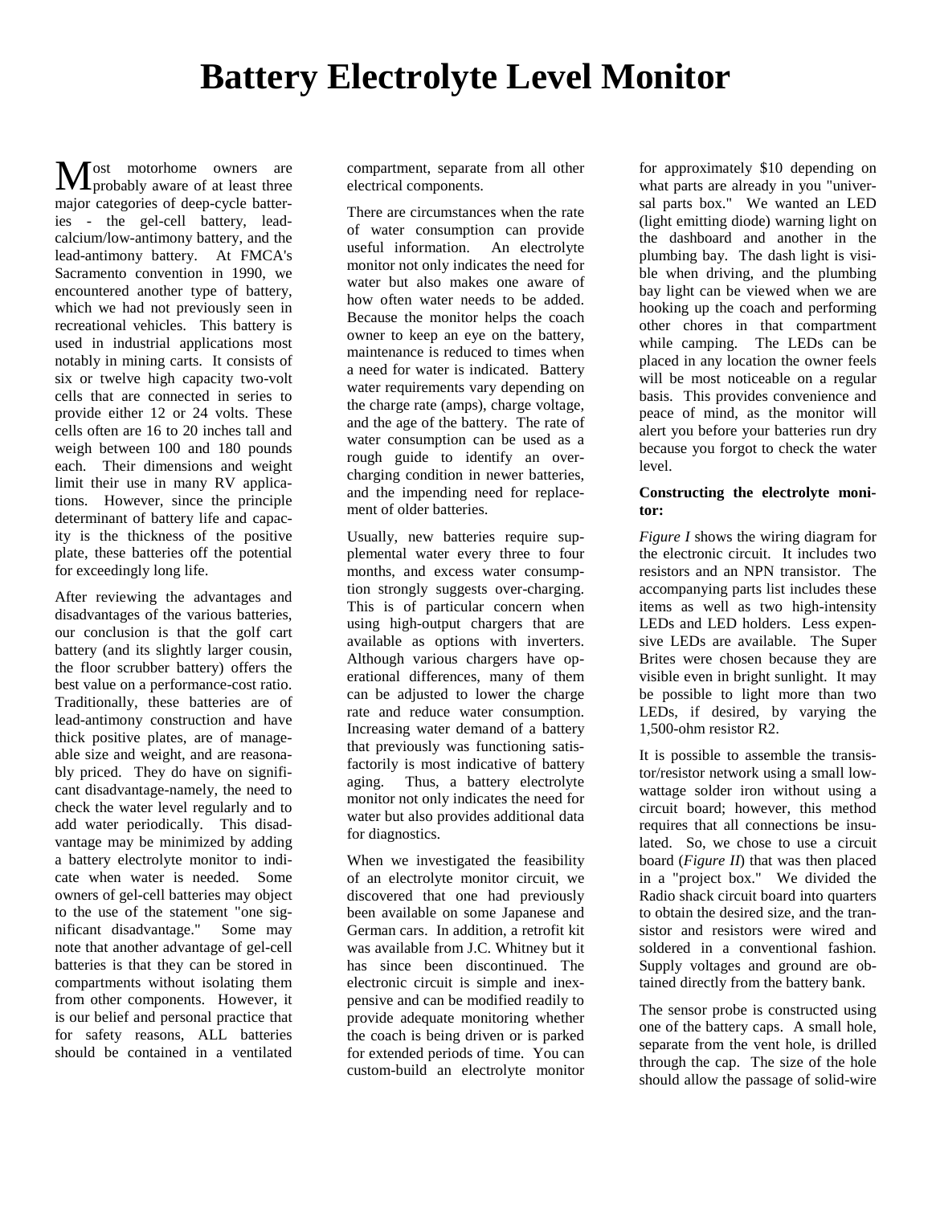# Battery Electrolyte Level Monitor

Most motorhome owners are probably aware of at least three major categories of deep-cycle batteries - the gel-cell battery, lead-calcium/low-antimony battery, and the lead-antimony battery. At FMCA's Sacramento convention in 1990, we encountered another type of battery, which we had not previously seen in recreational vehicles. This battery is used in industrial applications most notably in mining carts. It consists of six or twelve high capacity two-volt cells that are connected in series to provide either 12 or 24 volts. These cells often are 16 to 20 inches tall and weigh between 100 and 180 pounds each. Their dimensions and weight limit their use in many RV applications. However, since the principle determinant of battery life and capacity is the thickness of the positive plate, these batteries off the potential for exceedingly long life.

After reviewing the advantages and disadvantages of the various batteries, our conclusion is that the golf cart battery (and its slightly larger cousin, the floor scrubber battery) offers the best value on a performance-cost ratio. Traditionally, these batteries are of lead-antimony construction and have thick positive plates, are of manageable size and weight, and are reasonably priced. They do have on significant disadvantage-namely, the need to check the water level regularly and to add water periodically. This disadvantage may be minimized by adding a battery electrolyte monitor to indicate when water is needed. Some owners of gel-cell batteries may object to the use of the statement "one significant disadvantage." Some may note that another advantage of gel-cell batteries is that they can be stored in compartments without isolating them from other components. However, it is our belief and personal practice that for safety reasons, ALL batteries should be contained in a ventilated compartment, separate from all other electrical components.

There are circumstances when the rate of water consumption can provide useful information. An electrolyte monitor not only indicates the need for water but also makes one aware of how often water needs to be added. Because the monitor helps the coach owner to keep an eye on the battery, maintenance is reduced to times when a need for water is indicated. Battery water requirements vary depending on the charge rate (amps), charge voltage, and the age of the battery. The rate of water consumption can be used as a rough guide to identify an over-charging condition in newer batteries, and the impending need for replacement of older batteries.

Usually, new batteries require supplemental water every three to four months, and excess water consumption strongly suggests over-charging. This is of particular concern when using high-output chargers that are available as options with inverters. Although various chargers have operational differences, many of them can be adjusted to lower the charge rate and reduce water consumption. Increasing water demand of a battery that previously was functioning satisfactorily is most indicative of battery aging. Thus, a battery electrolyte monitor not only indicates the need for water but also provides additional data for diagnostics.

When we investigated the feasibility of an electrolyte monitor circuit, we discovered that one had previously been available on some Japanese and German cars. In addition, a retrofit kit was available from J.C. Whitney but it has since been discontinued. The electronic circuit is simple and inexpensive and can be modified readily to provide adequate monitoring whether the coach is being driven or is parked for extended periods of time. You can custom-build an electrolyte monitor for approximately $10 depending on what parts are already in you "universal parts box." We wanted an LED (light emitting diode) warning light on the dashboard and another in the plumbing bay. The dash light is visible when driving, and the plumbing bay light can be viewed when we are hooking up the coach and performing other chores in that compartment while camping. The LEDs can be placed in any location the owner feels will be most noticeable on a regular basis. This provides convenience and peace of mind, as the monitor will alert you before your batteries run dry because you forgot to check the water level.

**Constructing the electrolyte monitor:**

*Figure I* shows the wiring diagram for the electronic circuit. It includes two resistors and an NPN transistor. The accompanying parts list includes these items as well as two high-intensity LEDs and LED holders. Less expensive LEDs are available. The Super Brites were chosen because they are visible even in bright sunlight. It may be possible to light more than two LEDs, if desired, by varying the 1,500-ohm resistor R2.

It is possible to assemble the transistor/resistor network using a small low-wattage solder iron without using a circuit board; however, this method requires that all connections be insulated. So, we chose to use a circuit board (*Figure II*) that was then placed in a "project box." We divided the Radio shack circuit board into quarters to obtain the desired size, and the transistor and resistors were wired and soldered in a conventional fashion. Supply voltages and ground are obtained directly from the battery bank.

The sensor probe is constructed using one of the battery caps. A small hole, separate from the vent hole, is drilled through the cap. The size of the hole should allow the passage of solid-wire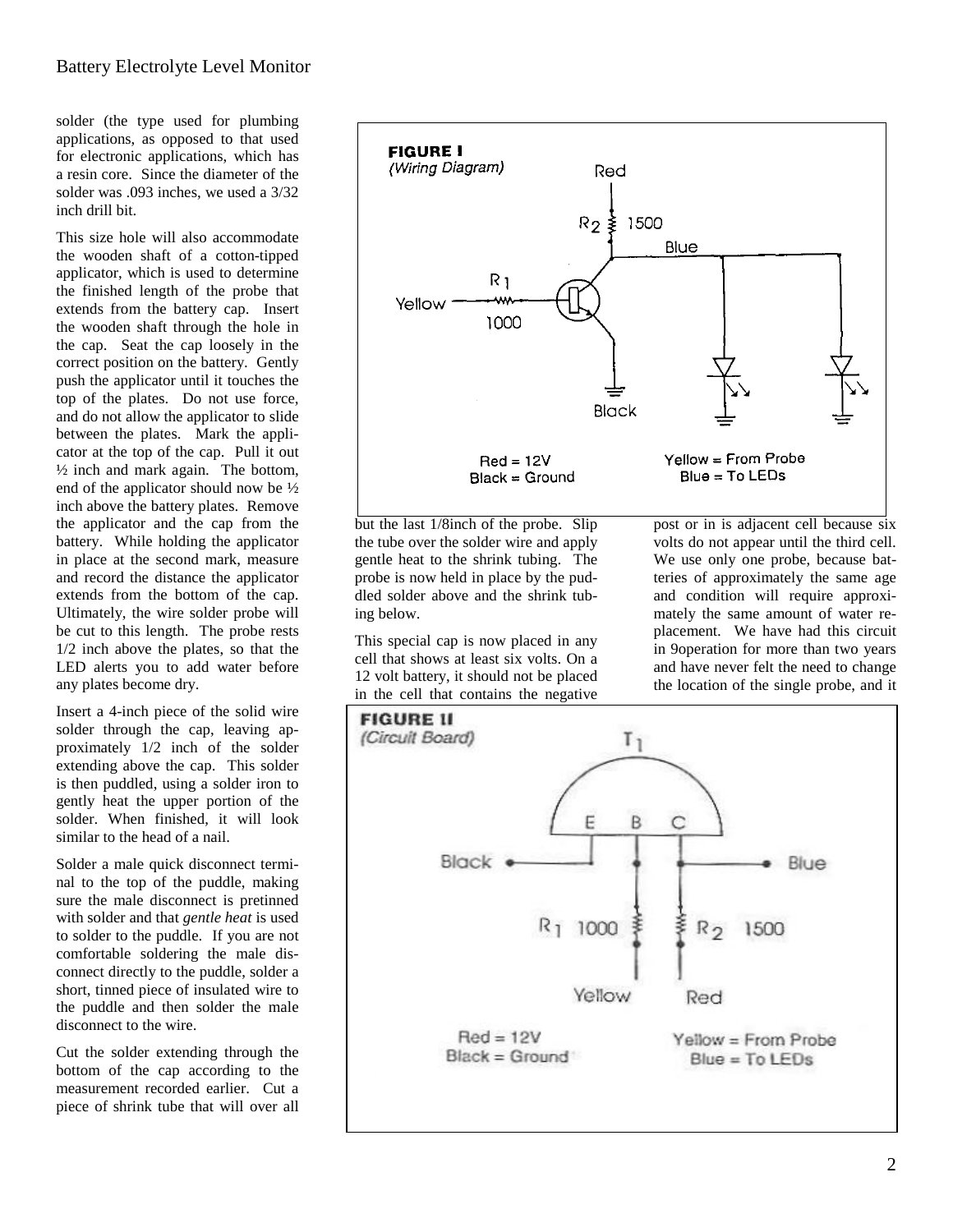solder (the type used for plumbing applications, as opposed to that used for electronic applications, which has a resin core. Since the diameter of the solder was .093 inches, we used a 3/32 inch drill bit.

This size hole will also accommodate the wooden shaft of a cotton-tipped applicator, which is used to determine the finished length of the probe that extends from the battery cap. Insert the wooden shaft through the hole in the cap. Seat the cap loosely in the correct position on the battery. Gently push the applicator until it touches the top of the plates. Do not use force, and do not allow the applicator to slide between the plates. Mark the applicator at the top of the cap. Pull it out ½ inch and mark again. The bottom, end of the applicator should now be ½ inch above the battery plates. Remove the applicator and the cap from the battery. While holding the applicator in place at the second mark, measure and record the distance the applicator extends from the bottom of the cap. Ultimately, the wire solder probe will be cut to this length. The probe rests 1/2 inch above the plates, so that the LED alerts you to add water before any plates become dry.

Insert a 4-inch piece of the solid wire solder through the cap, leaving approximately 1/2 inch of the solder extending above the cap. This solder is then puddled, using a solder iron to gently heat the upper portion of the solder. When finished, it will look similar to the head of a nail.

Solder a male quick disconnect terminal to the top of the puddle, making sure the male disconnect is pretinned with solder and that *gentle heat* is used to solder to the puddle. If you are not comfortable soldering the male disconnect directly to the puddle, solder a short, tinned piece of insulated wire to the puddle and then solder the male disconnect to the wire.

Cut the solder extending through the bottom of the cap according to the measurement recorded earlier. Cut a piece of shrink tube that will over all but the last 1/8inch of the probe. Slip the tube over the solder wire and apply gentle heat to the shrink tubing. The probe is now held in place by the puddled solder above and the shrink tubing below.

This special cap is now placed in any cell that shows at least six volts. On a 12 volt battery, it should not be placed in the cell that contains the negative post or in is adjacent cell because six volts do not appear until the third cell. We use only one probe, because batteries of approximately the same age and condition will require approximately the same amount of water replacement. We have had this circuit in 9operation for more than two years and have never felt the need to change the location of the single probe, and it

**FIGURE I**
*(Wiring Diagram)*

Red = 12V
Black = Ground
Yellow = From Probe
Blue = To LEDs

**FIGURE II**
*(Circuit Board)*

Red = 12V
Black = Ground
Yellow = From Probe
Blue = To LEDs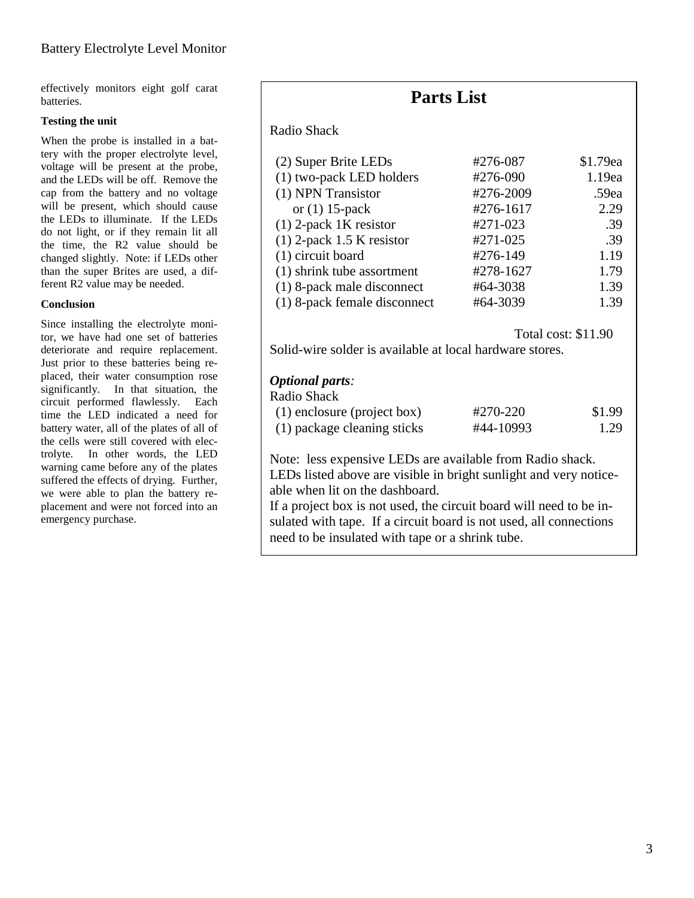effectively monitors eight golf carat batteries.

### Testing the unit

When the probe is installed in a battery with the proper electrolyte level, voltage will be present at the probe, and the LEDs will be off. Remove the cap from the battery and no voltage will be present, which should cause the LEDs to illuminate. If the LEDs do not light, or if they remain lit all the time, the R2 value should be changed slightly. Note: if LEDs other than the super Brites are used, a different R2 value may be needed.

### Conclusion

Since installing the electrolyte monitor, we have had one set of batteries deteriorate and require replacement. Just prior to these batteries being replaced, their water consumption rose significantly. In that situation, the circuit performed flawlessly. Each time the LED indicated a need for battery water, all of the plates of all of the cells were still covered with electrolyte. In other words, the LED warning came before any of the plates suffered the effects of drying. Further, we were able to plan the battery replacement and were not forced into an emergency purchase.

## Parts List

Radio Shack

| | | |
|---|---|---|
| (2) Super Brite LEDs | #276-087 | $1.79ea |
| (1) two-pack LED holders | #276-090 | 1.19ea |
| (1) NPN Transistor | #276-2009 | .59ea |
| or (1) 15-pack | #276-1617 | 2.29 |
| (1) 2-pack 1K resistor | #271-023 | .39 |
| (1) 2-pack 1.5 K resistor | #271-025 | .39 |
| (1) circuit board | #276-149 | 1.19 |
| (1) shrink tube assortment | #278-1627 | 1.79 |
| (1) 8-pack male disconnect | #64-3038 | 1.39 |
| (1) 8-pack female disconnect | #64-3039 | 1.39 |

Total cost: $11.90

Solid-wire solder is available at local hardware stores.

***Optional parts:***

Radio Shack

| | | |
|---|---|---|
| (1) enclosure (project box) | #270-220 | $1.99 |
| (1) package cleaning sticks | #44-10993 | 1.29 |

Note: less expensive LEDs are available from Radio shack. LEDs listed above are visible in bright sunlight and very noticeable when lit on the dashboard.

If a project box is not used, the circuit board will need to be insulated with tape. If a circuit board is not used, all connections need to be insulated with tape or a shrink tube.